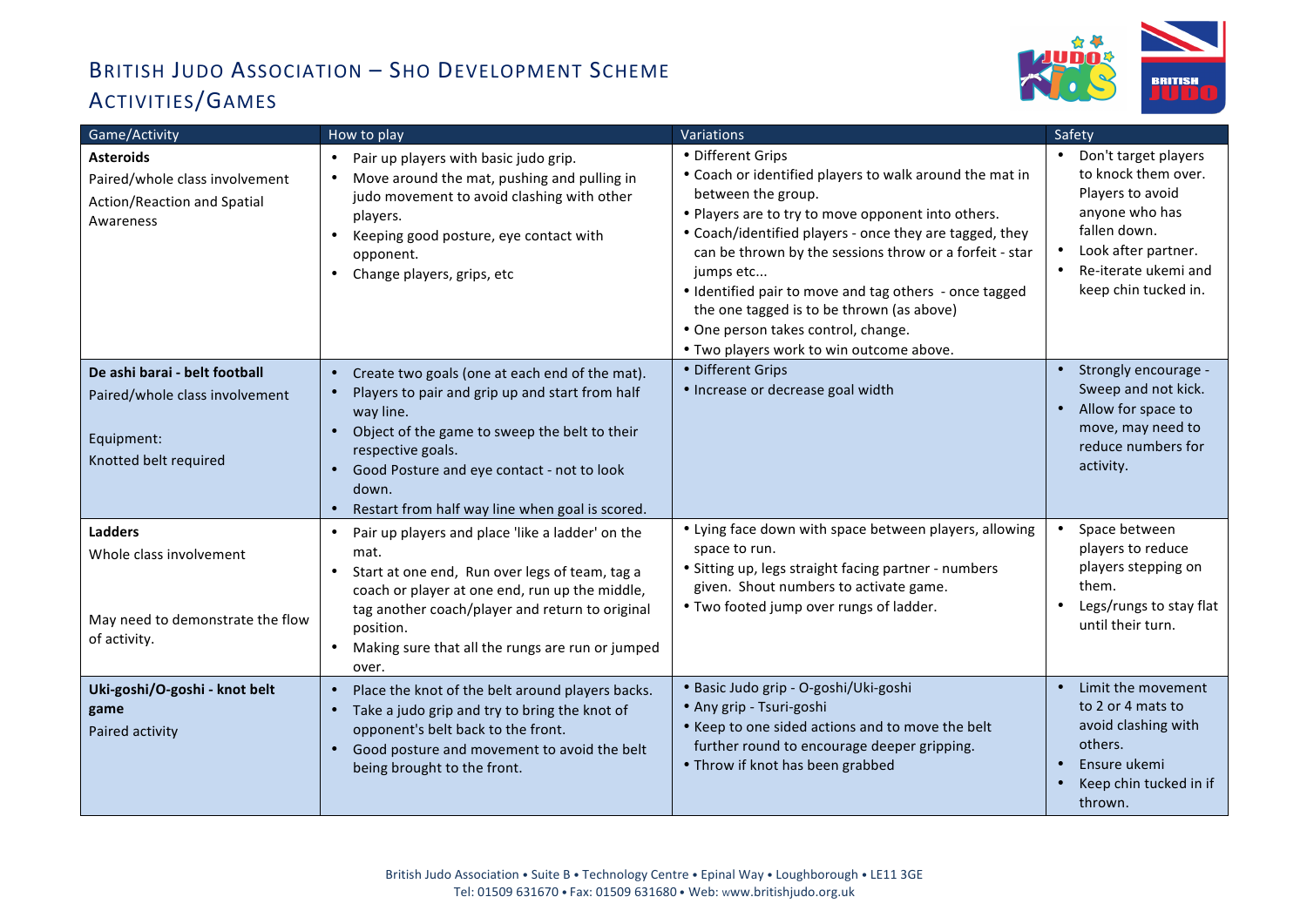# British Judo Association – Sho Development Scheme Activities/Games

| Game/Activity | How to play | Variations | Safety |
|---|---|---|---|
| **Asteroids**<br>Paired/whole class involvement<br>Action/Reaction and Spatial Awareness | • Pair up players with basic judo grip.<br>• Move around the mat, pushing and pulling in judo movement to avoid clashing with other players.<br>• Keeping good posture, eye contact with opponent.<br>• Change players, grips, etc | • Different Grips<br>• Coach or identified players to walk around the mat in between the group.<br>• Players are to try to move opponent into others.<br>• Coach/identified players - once they are tagged, they can be thrown by the sessions throw or a forfeit - star jumps etc...<br>• Identified pair to move and tag others - once tagged the one tagged is to be thrown (as above)<br>• One person takes control, change.<br>• Two players work to win outcome above. | • Don't target players to knock them over. Players to avoid anyone who has fallen down.<br>• Look after partner.<br>• Re-iterate ukemi and keep chin tucked in. |
| **De ashi barai - belt football**<br>Paired/whole class involvement<br><br>Equipment:<br>Knotted belt required | • Create two goals (one at each end of the mat).<br>• Players to pair and grip up and start from half way line.<br>• Object of the game to sweep the belt to their respective goals.<br>• Good Posture and eye contact - not to look down.<br>• Restart from half way line when goal is scored. | • Different Grips<br>• Increase or decrease goal width | • Strongly encourage - Sweep and not kick.<br>• Allow for space to move, may need to reduce numbers for activity. |
| **Ladders**<br>Whole class involvement<br><br>May need to demonstrate the flow of activity. | • Pair up players and place 'like a ladder' on the mat.<br>• Start at one end, Run over legs of team, tag a coach or player at one end, run up the middle, tag another coach/player and return to original position.<br>• Making sure that all the rungs are run or jumped over. | • Lying face down with space between players, allowing space to run.<br>• Sitting up, legs straight facing partner - numbers given. Shout numbers to activate game.<br>• Two footed jump over rungs of ladder. | • Space between players to reduce players stepping on them.<br>• Legs/rungs to stay flat until their turn. |
| **Uki-goshi/O-goshi - knot belt game**<br>Paired activity | • Place the knot of the belt around players backs.<br>• Take a judo grip and try to bring the knot of opponent's belt back to the front.<br>• Good posture and movement to avoid the belt being brought to the front. | • Basic Judo grip - O-goshi/Uki-goshi<br>• Any grip - Tsuri-goshi<br>• Keep to one sided actions and to move the belt further round to encourage deeper gripping.<br>• Throw if knot has been grabbed | • Limit the movement to 2 or 4 mats to avoid clashing with others.<br>• Ensure ukemi<br>• Keep chin tucked in if thrown. |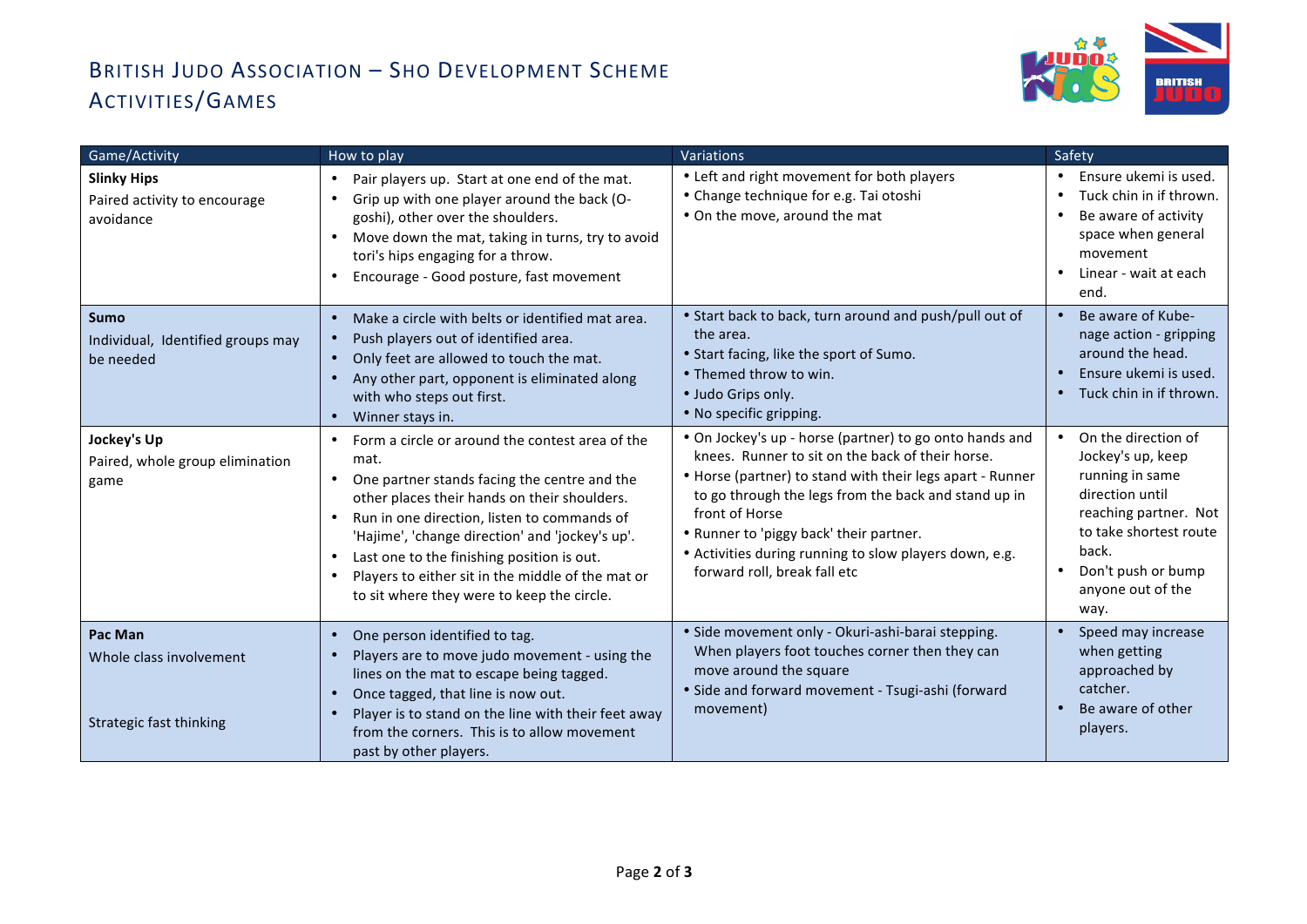# British Judo Association – Sho Development Scheme Activities/Games

| Game/Activity | How to play | Variations | Safety |
|---|---|---|---|
| **Slinky Hips**<br>Paired activity to encourage avoidance | • Pair players up. Start at one end of the mat.<br>• Grip up with one player around the back (O-goshi), other over the shoulders.<br>• Move down the mat, taking in turns, try to avoid tori's hips engaging for a throw.<br>• Encourage - Good posture, fast movement | • Left and right movement for both players<br>• Change technique for e.g. Tai otoshi<br>• On the move, around the mat | • Ensure ukemi is used.<br>• Tuck chin in if thrown.<br>• Be aware of activity space when general movement<br>• Linear - wait at each end. |
| **Sumo**<br>Individual, Identified groups may be needed | • Make a circle with belts or identified mat area.<br>• Push players out of identified area.<br>• Only feet are allowed to touch the mat.<br>• Any other part, opponent is eliminated along with who steps out first.<br>• Winner stays in. | • Start back to back, turn around and push/pull out of the area.<br>• Start facing, like the sport of Sumo.<br>• Themed throw to win.<br>• Judo Grips only.<br>• No specific gripping. | • Be aware of Kube-nage action - gripping around the head.<br>• Ensure ukemi is used.<br>• Tuck chin in if thrown. |
| **Jockey's Up**<br>Paired, whole group elimination game | • Form a circle or around the contest area of the mat.<br>• One partner stands facing the centre and the other places their hands on their shoulders.<br>• Run in one direction, listen to commands of 'Hajime', 'change direction' and 'jockey's up'.<br>• Last one to the finishing position is out.<br>• Players to either sit in the middle of the mat or to sit where they were to keep the circle. | • On Jockey's up - horse (partner) to go onto hands and knees. Runner to sit on the back of their horse.<br>• Horse (partner) to stand with their legs apart - Runner to go through the legs from the back and stand up in front of Horse<br>• Runner to 'piggy back' their partner.<br>• Activities during running to slow players down, e.g. forward roll, break fall etc | • On the direction of Jockey's up, keep running in same direction until reaching partner. Not to take shortest route back.<br>• Don't push or bump anyone out of the way. |
| **Pac Man**<br>Whole class involvement<br><br>Strategic fast thinking | • One person identified to tag.<br>• Players are to move judo movement - using the lines on the mat to escape being tagged.<br>• Once tagged, that line is now out.<br>• Player is to stand on the line with their feet away from the corners. This is to allow movement past by other players. | • Side movement only - Okuri-ashi-barai stepping. When players foot touches corner then they can move around the square<br>• Side and forward movement - Tsugi-ashi (forward movement) | • Speed may increase when getting approached by catcher.<br>• Be aware of other players. |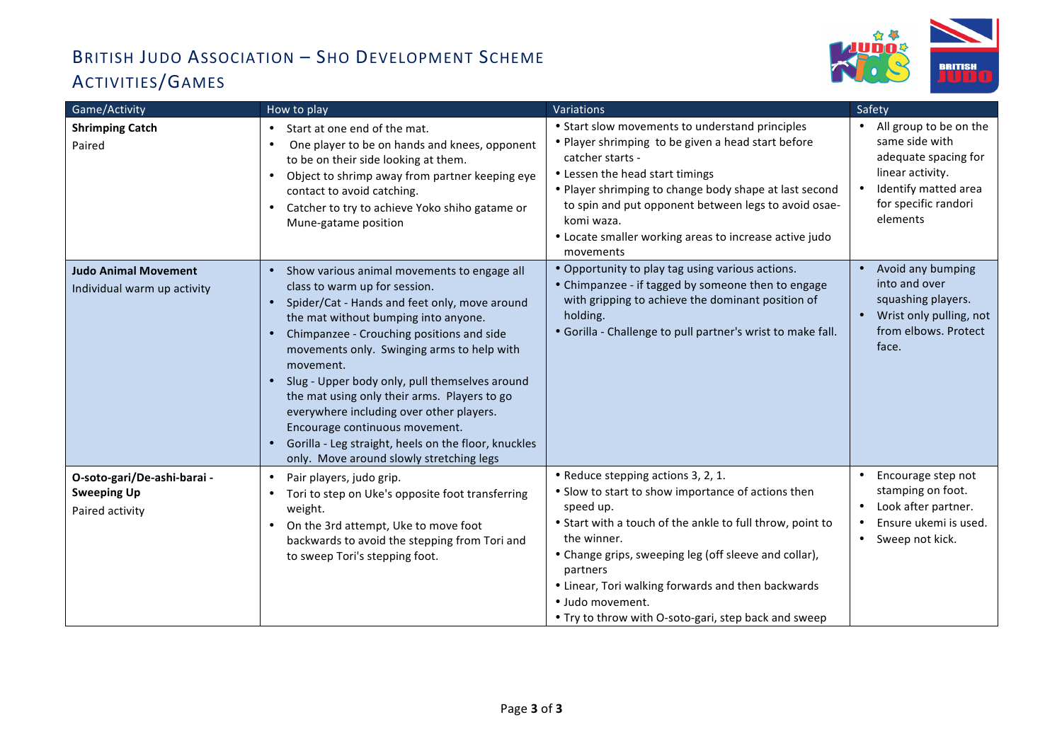# British Judo Association – Sho Development Scheme Activities/Games

| Game/Activity | How to play | Variations | Safety |
|---|---|---|---|
| **Shrimping Catch**<br>Paired | • Start at one end of the mat.<br>• One player to be on hands and knees, opponent to be on their side looking at them.<br>• Object to shrimp away from partner keeping eye contact to avoid catching.<br>• Catcher to try to achieve Yoko shiho gatame or Mune-gatame position | • Start slow movements to understand principles<br>• Player shrimping to be given a head start before catcher starts -<br>• Lessen the head start timings<br>• Player shrimping to change body shape at last second to spin and put opponent between legs to avoid osae-komi waza.<br>• Locate smaller working areas to increase active judo movements | • All group to be on the same side with adequate spacing for linear activity.<br>• Identify matted area for specific randori elements |
| **Judo Animal Movement**<br>Individual warm up activity | • Show various animal movements to engage all class to warm up for session.<br>• Spider/Cat - Hands and feet only, move around the mat without bumping into anyone.<br>• Chimpanzee - Crouching positions and side movements only. Swinging arms to help with movement.<br>• Slug - Upper body only, pull themselves around the mat using only their arms. Players to go everywhere including over other players. Encourage continuous movement.<br>• Gorilla - Leg straight, heels on the floor, knuckles only. Move around slowly stretching legs | • Opportunity to play tag using various actions.<br>• Chimpanzee - if tagged by someone then to engage with gripping to achieve the dominant position of holding.<br>• Gorilla - Challenge to pull partner's wrist to make fall. | • Avoid any bumping into and over squashing players.<br>• Wrist only pulling, not from elbows. Protect face. |
| **O-soto-gari/De-ashi-barai - Sweeping Up**<br>Paired activity | • Pair players, judo grip.<br>• Tori to step on Uke's opposite foot transferring weight.<br>• On the 3rd attempt, Uke to move foot backwards to avoid the stepping from Tori and to sweep Tori's stepping foot. | • Reduce stepping actions 3, 2, 1.<br>• Slow to start to show importance of actions then speed up.<br>• Start with a touch of the ankle to full throw, point to the winner.<br>• Change grips, sweeping leg (off sleeve and collar), partners<br>• Linear, Tori walking forwards and then backwards<br>• Judo movement.<br>• Try to throw with O-soto-gari, step back and sweep | • Encourage step not stamping on foot.<br>• Look after partner.<br>• Ensure ukemi is used.<br>• Sweep not kick. |